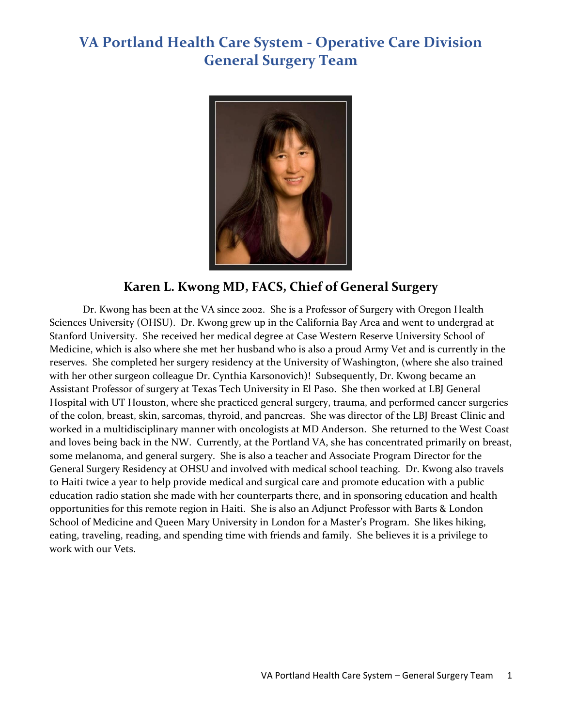# VA Portland Health Care System - Operative Care Division General Surgery Team

## Karen L. Kwong MD, FACS, Chief of General Surgery

Dr. Kwong has been at the VA since 2002. She is a Professor of Surgery with Oregon Health Sciences University (OHSU). Dr. Kwong grew up in the California Bay Area and went to undergrad at Stanford University. She received her medical degree at Case Western Reserve University School of Medicine, which is also where she met her husband who is also a proud Army Vet and is currently in the reserves. She completed her surgery residency at the University of Washington, (where she also trained with her other surgeon colleague Dr. Cynthia Karsonovich)! Subsequently, Dr. Kwong became an Assistant Professor of surgery at Texas Tech University in El Paso. She then worked at LBJ General Hospital with UT Houston, where she practiced general surgery, trauma, and performed cancer surgeries of the colon, breast, skin, sarcomas, thyroid, and pancreas. She was director of the LBJ Breast Clinic and worked in a multidisciplinary manner with oncologists at MD Anderson. She returned to the West Coast and loves being back in the NW. Currently, at the Portland VA, she has concentrated primarily on breast, some melanoma, and general surgery. She is also a teacher and Associate Program Director for the General Surgery Residency at OHSU and involved with medical school teaching. Dr. Kwong also travels to Haiti twice a year to help provide medical and surgical care and promote education with a public education radio station she made with her counterparts there, and in sponsoring education and health opportunities for this remote region in Haiti. She is also an Adjunct Professor with Barts & London School of Medicine and Queen Mary University in London for a Master's Program. She likes hiking, eating, traveling, reading, and spending time with friends and family. She believes it is a privilege to work with our Vets.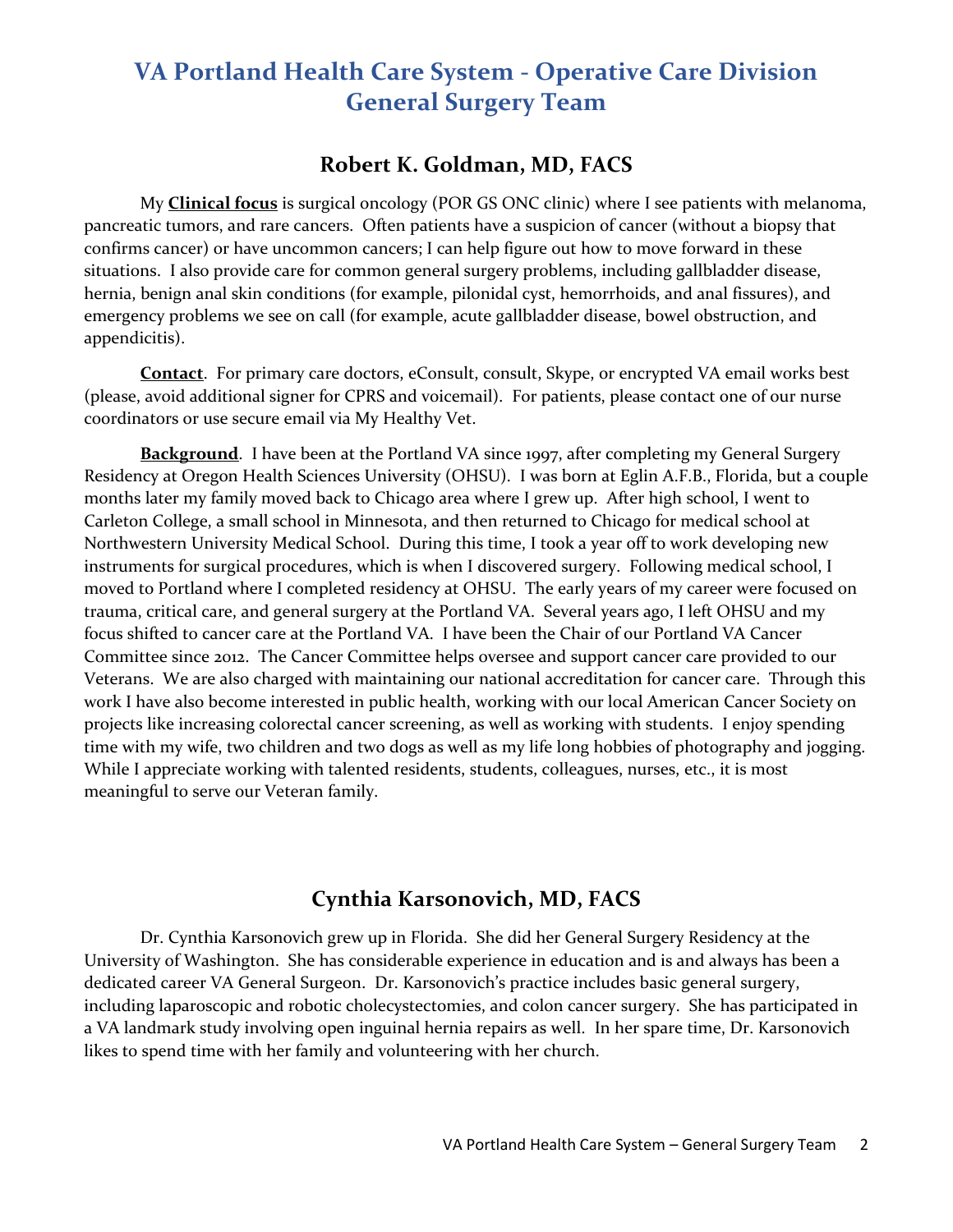# VA Portland Health Care System - Operative Care Division
# General Surgery Team

## Robert K. Goldman, MD, FACS

My **Clinical focus** is surgical oncology (POR GS ONC clinic) where I see patients with melanoma, pancreatic tumors, and rare cancers. Often patients have a suspicion of cancer (without a biopsy that confirms cancer) or have uncommon cancers; I can help figure out how to move forward in these situations. I also provide care for common general surgery problems, including gallbladder disease, hernia, benign anal skin conditions (for example, pilonidal cyst, hemorrhoids, and anal fissures), and emergency problems we see on call (for example, acute gallbladder disease, bowel obstruction, and appendicitis).

**Contact**. For primary care doctors, eConsult, consult, Skype, or encrypted VA email works best (please, avoid additional signer for CPRS and voicemail). For patients, please contact one of our nurse coordinators or use secure email via My Healthy Vet.

**Background**. I have been at the Portland VA since 1997, after completing my General Surgery Residency at Oregon Health Sciences University (OHSU). I was born at Eglin A.F.B., Florida, but a couple months later my family moved back to Chicago area where I grew up. After high school, I went to Carleton College, a small school in Minnesota, and then returned to Chicago for medical school at Northwestern University Medical School. During this time, I took a year off to work developing new instruments for surgical procedures, which is when I discovered surgery. Following medical school, I moved to Portland where I completed residency at OHSU. The early years of my career were focused on trauma, critical care, and general surgery at the Portland VA. Several years ago, I left OHSU and my focus shifted to cancer care at the Portland VA. I have been the Chair of our Portland VA Cancer Committee since 2012. The Cancer Committee helps oversee and support cancer care provided to our Veterans. We are also charged with maintaining our national accreditation for cancer care. Through this work I have also become interested in public health, working with our local American Cancer Society on projects like increasing colorectal cancer screening, as well as working with students. I enjoy spending time with my wife, two children and two dogs as well as my life long hobbies of photography and jogging. While I appreciate working with talented residents, students, colleagues, nurses, etc., it is most meaningful to serve our Veteran family.

## Cynthia Karsonovich, MD, FACS

Dr. Cynthia Karsonovich grew up in Florida. She did her General Surgery Residency at the University of Washington. She has considerable experience in education and is and always has been a dedicated career VA General Surgeon. Dr. Karsonovich's practice includes basic general surgery, including laparoscopic and robotic cholecystectomies, and colon cancer surgery. She has participated in a VA landmark study involving open inguinal hernia repairs as well. In her spare time, Dr. Karsonovich likes to spend time with her family and volunteering with her church.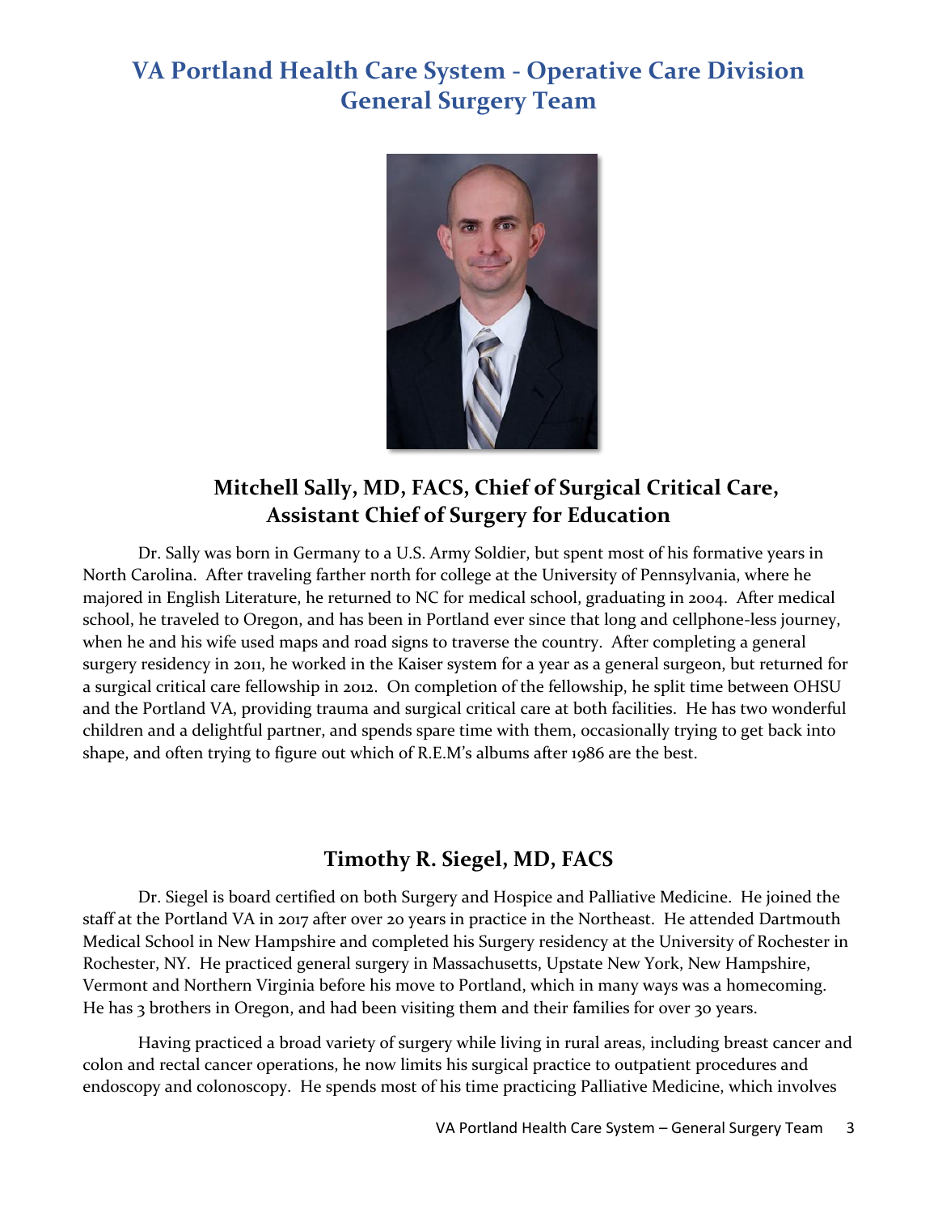# VA Portland Health Care System - Operative Care Division General Surgery Team

## Mitchell Sally, MD, FACS, Chief of Surgical Critical Care, Assistant Chief of Surgery for Education

Dr. Sally was born in Germany to a U.S. Army Soldier, but spent most of his formative years in North Carolina. After traveling farther north for college at the University of Pennsylvania, where he majored in English Literature, he returned to NC for medical school, graduating in 2004. After medical school, he traveled to Oregon, and has been in Portland ever since that long and cellphone-less journey, when he and his wife used maps and road signs to traverse the country. After completing a general surgery residency in 2011, he worked in the Kaiser system for a year as a general surgeon, but returned for a surgical critical care fellowship in 2012. On completion of the fellowship, he split time between OHSU and the Portland VA, providing trauma and surgical critical care at both facilities. He has two wonderful children and a delightful partner, and spends spare time with them, occasionally trying to get back into shape, and often trying to figure out which of R.E.M's albums after 1986 are the best.

## Timothy R. Siegel, MD, FACS

Dr. Siegel is board certified on both Surgery and Hospice and Palliative Medicine. He joined the staff at the Portland VA in 2017 after over 20 years in practice in the Northeast. He attended Dartmouth Medical School in New Hampshire and completed his Surgery residency at the University of Rochester in Rochester, NY. He practiced general surgery in Massachusetts, Upstate New York, New Hampshire, Vermont and Northern Virginia before his move to Portland, which in many ways was a homecoming. He has 3 brothers in Oregon, and had been visiting them and their families for over 30 years.

Having practiced a broad variety of surgery while living in rural areas, including breast cancer and colon and rectal cancer operations, he now limits his surgical practice to outpatient procedures and endoscopy and colonoscopy. He spends most of his time practicing Palliative Medicine, which involves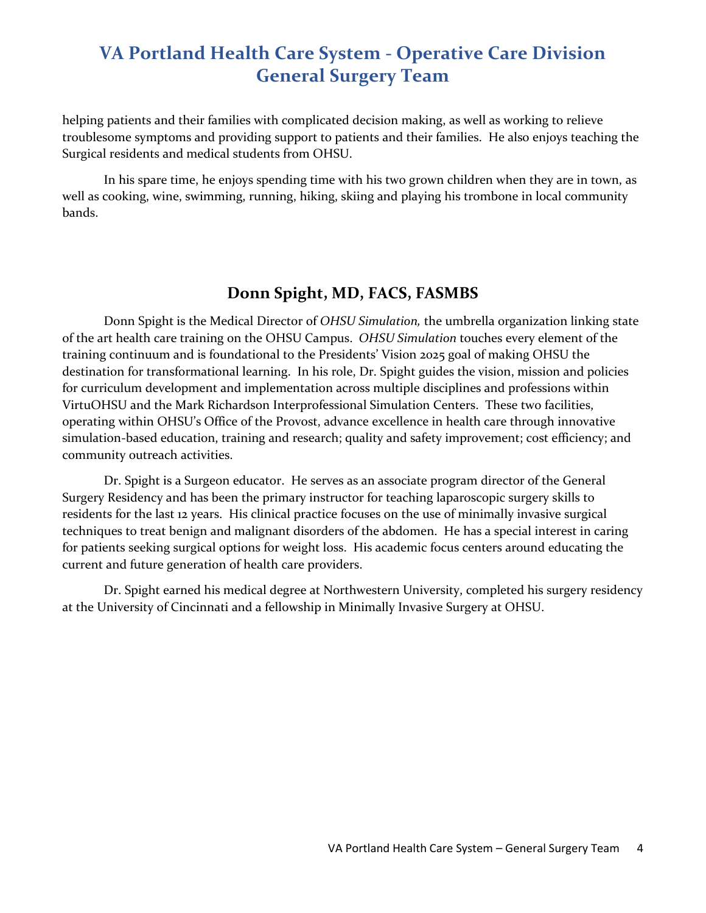helping patients and their families with complicated decision making, as well as working to relieve troublesome symptoms and providing support to patients and their families. He also enjoys teaching the Surgical residents and medical students from OHSU.

In his spare time, he enjoys spending time with his two grown children when they are in town, as well as cooking, wine, swimming, running, hiking, skiing and playing his trombone in local community bands.

## Donn Spight, MD, FACS, FASMBS

Donn Spight is the Medical Director of *OHSU Simulation,* the umbrella organization linking state of the art health care training on the OHSU Campus. *OHSU Simulation* touches every element of the training continuum and is foundational to the Presidents' Vision 2025 goal of making OHSU the destination for transformational learning. In his role, Dr. Spight guides the vision, mission and policies for curriculum development and implementation across multiple disciplines and professions within VirtuOHSU and the Mark Richardson Interprofessional Simulation Centers. These two facilities, operating within OHSU's Office of the Provost, advance excellence in health care through innovative simulation-based education, training and research; quality and safety improvement; cost efficiency; and community outreach activities.

Dr. Spight is a Surgeon educator. He serves as an associate program director of the General Surgery Residency and has been the primary instructor for teaching laparoscopic surgery skills to residents for the last 12 years. His clinical practice focuses on the use of minimally invasive surgical techniques to treat benign and malignant disorders of the abdomen. He has a special interest in caring for patients seeking surgical options for weight loss. His academic focus centers around educating the current and future generation of health care providers.

Dr. Spight earned his medical degree at Northwestern University, completed his surgery residency at the University of Cincinnati and a fellowship in Minimally Invasive Surgery at OHSU.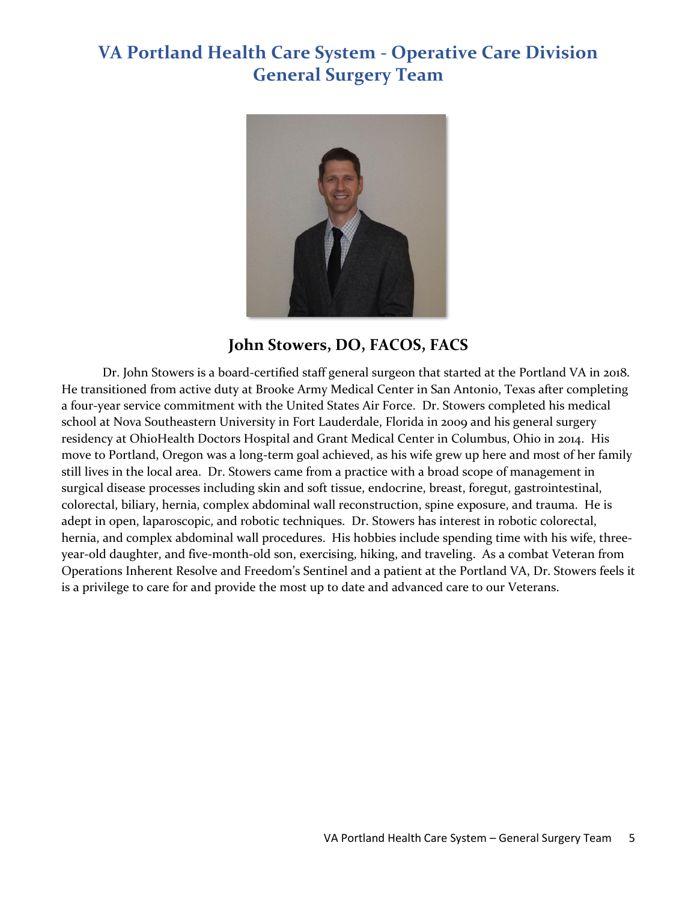# VA Portland Health Care System - Operative Care Division General Surgery Team

## John Stowers, DO, FACOS, FACS

Dr. John Stowers is a board-certified staff general surgeon that started at the Portland VA in 2018. He transitioned from active duty at Brooke Army Medical Center in San Antonio, Texas after completing a four-year service commitment with the United States Air Force. Dr. Stowers completed his medical school at Nova Southeastern University in Fort Lauderdale, Florida in 2009 and his general surgery residency at OhioHealth Doctors Hospital and Grant Medical Center in Columbus, Ohio in 2014. His move to Portland, Oregon was a long-term goal achieved, as his wife grew up here and most of her family still lives in the local area. Dr. Stowers came from a practice with a broad scope of management in surgical disease processes including skin and soft tissue, endocrine, breast, foregut, gastrointestinal, colorectal, biliary, hernia, complex abdominal wall reconstruction, spine exposure, and trauma. He is adept in open, laparoscopic, and robotic techniques. Dr. Stowers has interest in robotic colorectal, hernia, and complex abdominal wall procedures. His hobbies include spending time with his wife, three-year-old daughter, and five-month-old son, exercising, hiking, and traveling. As a combat Veteran from Operations Inherent Resolve and Freedom's Sentinel and a patient at the Portland VA, Dr. Stowers feels it is a privilege to care for and provide the most up to date and advanced care to our Veterans.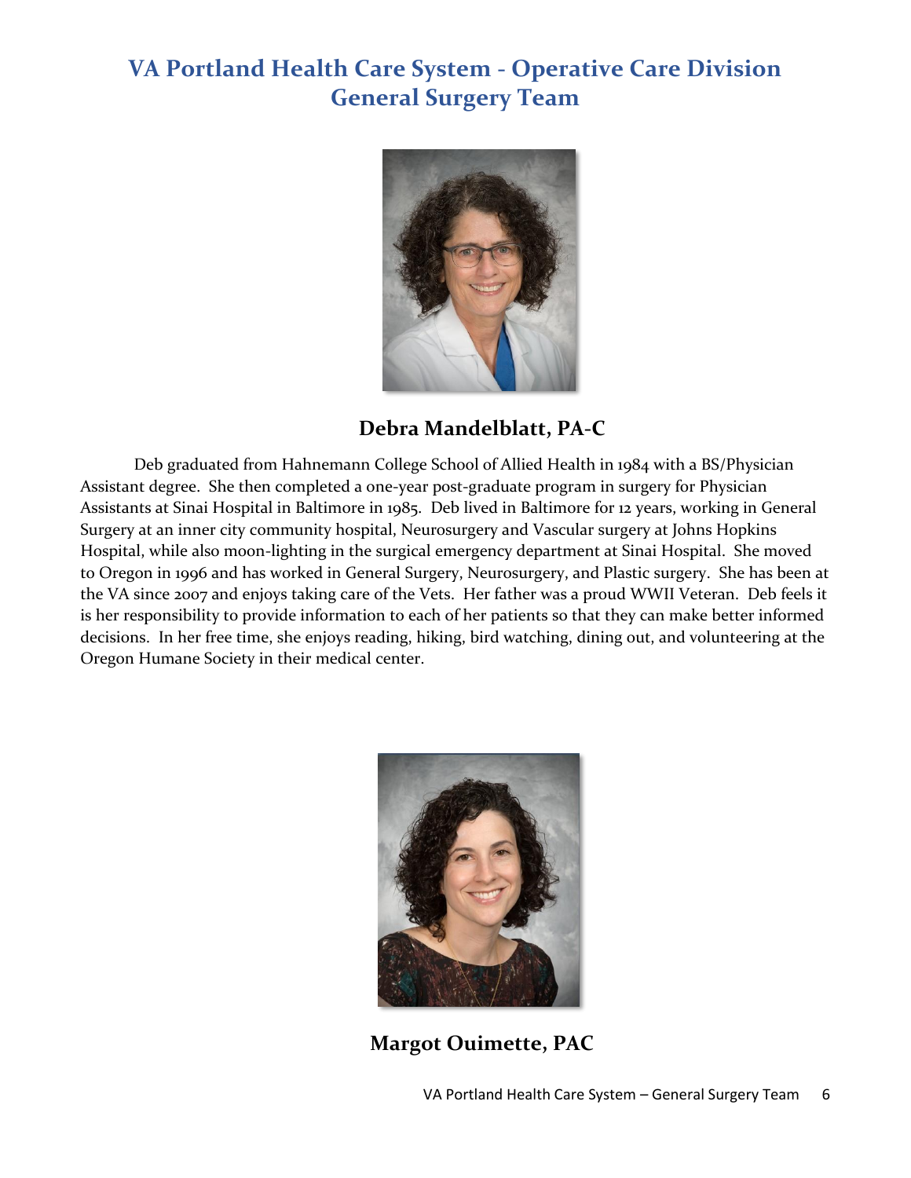# VA Portland Health Care System - Operative Care Division General Surgery Team

**Debra Mandelblatt, PA-C**

Deb graduated from Hahnemann College School of Allied Health in 1984 with a BS/Physician Assistant degree. She then completed a one-year post-graduate program in surgery for Physician Assistants at Sinai Hospital in Baltimore in 1985. Deb lived in Baltimore for 12 years, working in General Surgery at an inner city community hospital, Neurosurgery and Vascular surgery at Johns Hopkins Hospital, while also moon-lighting in the surgical emergency department at Sinai Hospital. She moved to Oregon in 1996 and has worked in General Surgery, Neurosurgery, and Plastic surgery. She has been at the VA since 2007 and enjoys taking care of the Vets. Her father was a proud WWII Veteran. Deb feels it is her responsibility to provide information to each of her patients so that they can make better informed decisions. In her free time, she enjoys reading, hiking, bird watching, dining out, and volunteering at the Oregon Humane Society in their medical center.

**Margot Ouimette, PAC**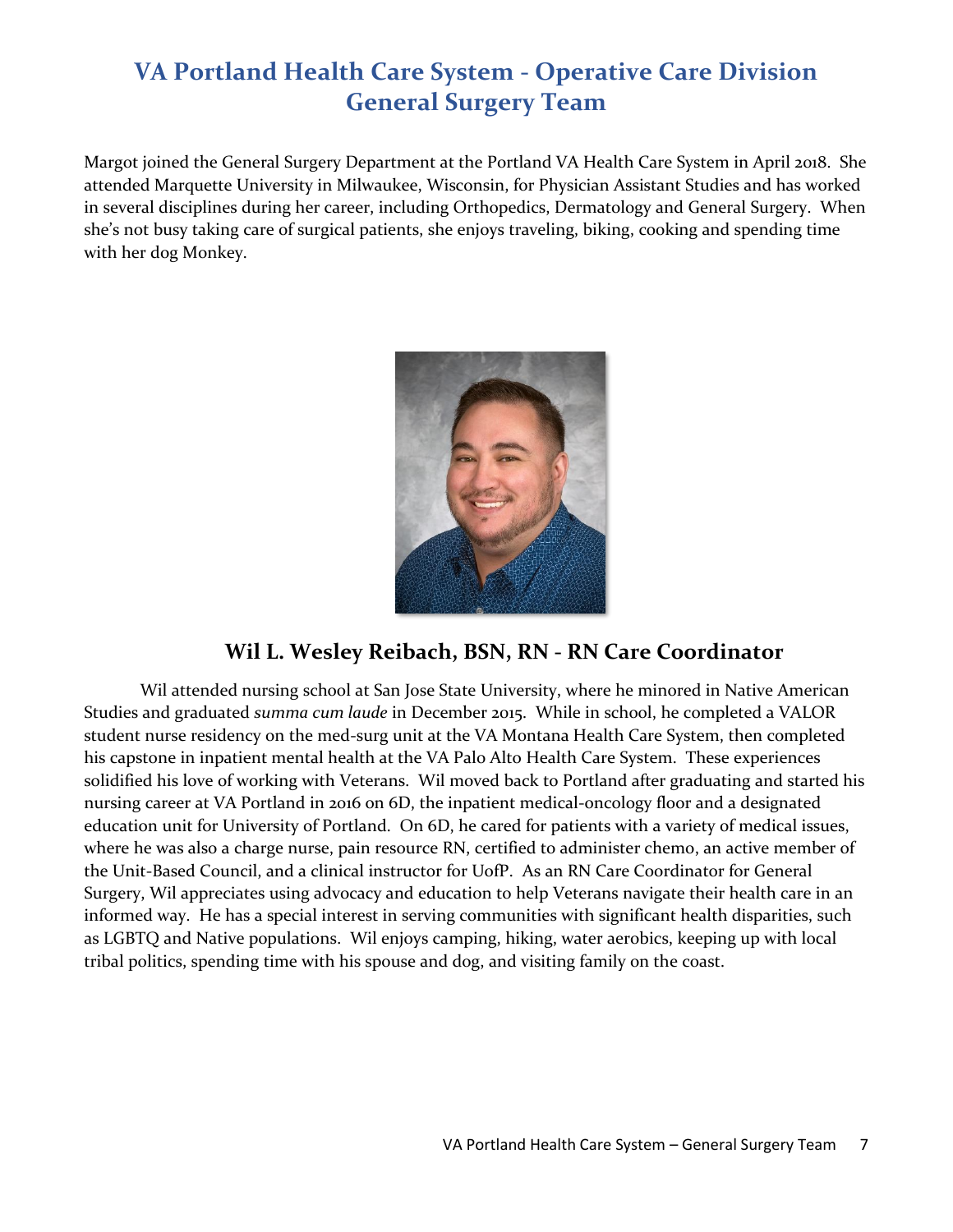# VA Portland Health Care System - Operative Care Division General Surgery Team

Margot joined the General Surgery Department at the Portland VA Health Care System in April 2018. She attended Marquette University in Milwaukee, Wisconsin, for Physician Assistant Studies and has worked in several disciplines during her career, including Orthopedics, Dermatology and General Surgery. When she's not busy taking care of surgical patients, she enjoys traveling, biking, cooking and spending time with her dog Monkey.

### Wil L. Wesley Reibach, BSN, RN - RN Care Coordinator

Wil attended nursing school at San Jose State University, where he minored in Native American Studies and graduated *summa cum laude* in December 2015. While in school, he completed a VALOR student nurse residency on the med-surg unit at the VA Montana Health Care System, then completed his capstone in inpatient mental health at the VA Palo Alto Health Care System. These experiences solidified his love of working with Veterans. Wil moved back to Portland after graduating and started his nursing career at VA Portland in 2016 on 6D, the inpatient medical-oncology floor and a designated education unit for University of Portland. On 6D, he cared for patients with a variety of medical issues, where he was also a charge nurse, pain resource RN, certified to administer chemo, an active member of the Unit-Based Council, and a clinical instructor for UofP. As an RN Care Coordinator for General Surgery, Wil appreciates using advocacy and education to help Veterans navigate their health care in an informed way. He has a special interest in serving communities with significant health disparities, such as LGBTQ and Native populations. Wil enjoys camping, hiking, water aerobics, keeping up with local tribal politics, spending time with his spouse and dog, and visiting family on the coast.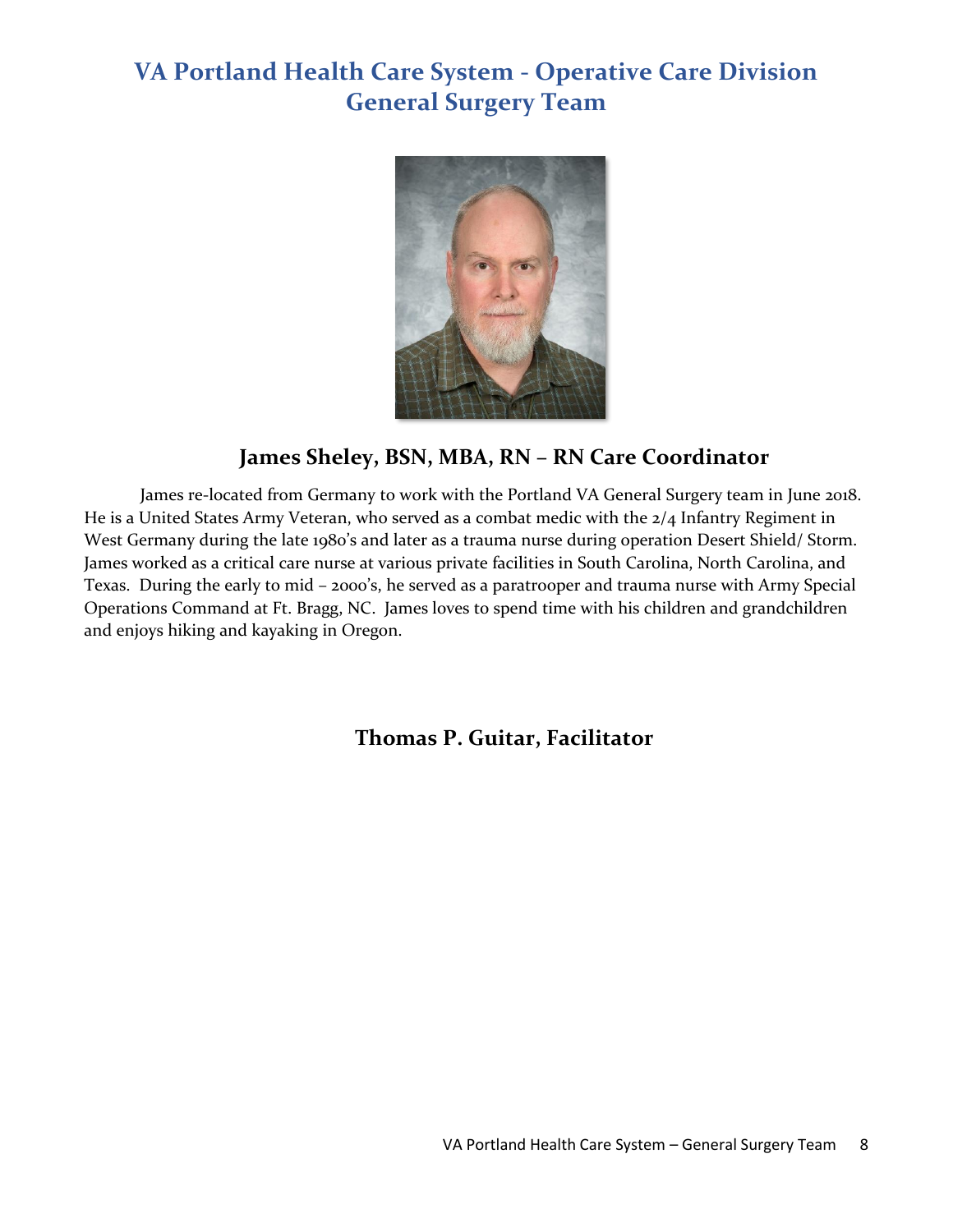# VA Portland Health Care System - Operative Care Division
# General Surgery Team

## James Sheley, BSN, MBA, RN – RN Care Coordinator

James re-located from Germany to work with the Portland VA General Surgery team in June 2018. He is a United States Army Veteran, who served as a combat medic with the 2/4 Infantry Regiment in West Germany during the late 1980's and later as a trauma nurse during operation Desert Shield/ Storm. James worked as a critical care nurse at various private facilities in South Carolina, North Carolina, and Texas. During the early to mid – 2000's, he served as a paratrooper and trauma nurse with Army Special Operations Command at Ft. Bragg, NC. James loves to spend time with his children and grandchildren and enjoys hiking and kayaking in Oregon.

## Thomas P. Guitar, Facilitator